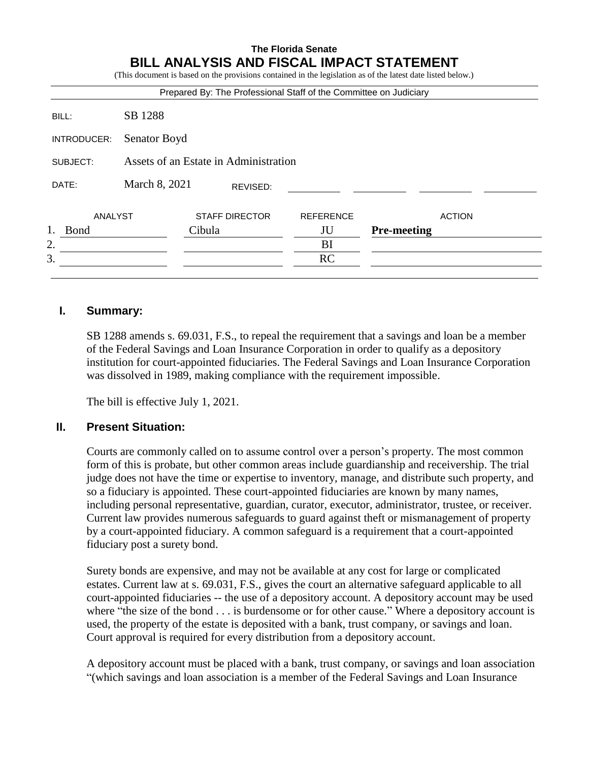**The Florida Senate**

# BILL ANALYSIS AND FISCAL IMPACT STATEMENT

(This document is based on the provisions contained in the legislation as of the latest date listed below.)

Prepared By: The Professional Staff of the Committee on Judiciary

| | |
|---|---|
| BILL: | SB 1288 |
| INTRODUCER: | Senator Boyd |
| SUBJECT: | Assets of an Estate in Administration |
| DATE: | March 8, 2021 REVISED: |

| | ANALYST | STAFF DIRECTOR | REFERENCE | ACTION |
|---|---|---|---|---|
| 1. | Bond | Cibula | JU | **Pre-meeting** |
| 2. | | | BI | |
| 3. | | | RC | |

## I. Summary:

SB 1288 amends s. 69.031, F.S., to repeal the requirement that a savings and loan be a member of the Federal Savings and Loan Insurance Corporation in order to qualify as a depository institution for court-appointed fiduciaries. The Federal Savings and Loan Insurance Corporation was dissolved in 1989, making compliance with the requirement impossible.

The bill is effective July 1, 2021.

## II. Present Situation:

Courts are commonly called on to assume control over a person's property. The most common form of this is probate, but other common areas include guardianship and receivership. The trial judge does not have the time or expertise to inventory, manage, and distribute such property, and so a fiduciary is appointed. These court-appointed fiduciaries are known by many names, including personal representative, guardian, curator, executor, administrator, trustee, or receiver. Current law provides numerous safeguards to guard against theft or mismanagement of property by a court-appointed fiduciary. A common safeguard is a requirement that a court-appointed fiduciary post a surety bond.

Surety bonds are expensive, and may not be available at any cost for large or complicated estates. Current law at s. 69.031, F.S., gives the court an alternative safeguard applicable to all court-appointed fiduciaries -- the use of a depository account. A depository account may be used where "the size of the bond . . . is burdensome or for other cause." Where a depository account is used, the property of the estate is deposited with a bank, trust company, or savings and loan. Court approval is required for every distribution from a depository account.

A depository account must be placed with a bank, trust company, or savings and loan association "(which savings and loan association is a member of the Federal Savings and Loan Insurance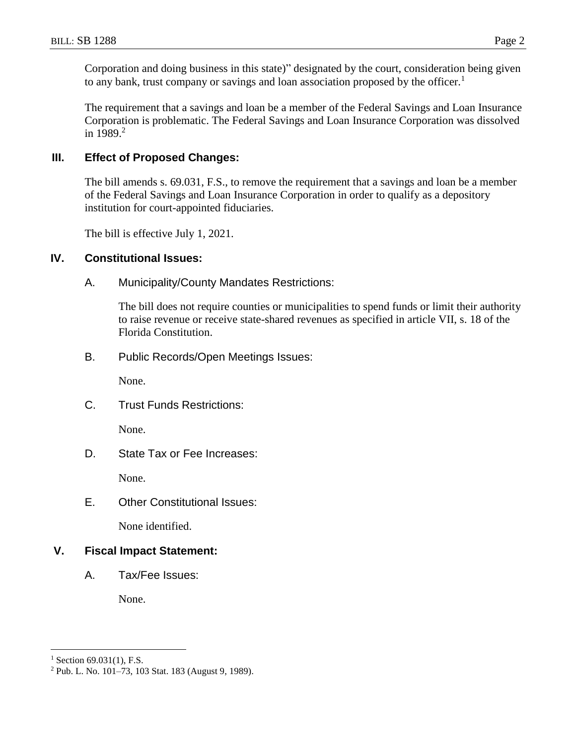Corporation and doing business in this state)" designated by the court, consideration being given to any bank, trust company or savings and loan association proposed by the officer.[1]

The requirement that a savings and loan be a member of the Federal Savings and Loan Insurance Corporation is problematic. The Federal Savings and Loan Insurance Corporation was dissolved in 1989.[2]

## III. Effect of Proposed Changes:

The bill amends s. 69.031, F.S., to remove the requirement that a savings and loan be a member of the Federal Savings and Loan Insurance Corporation in order to qualify as a depository institution for court-appointed fiduciaries.

The bill is effective July 1, 2021.

## IV. Constitutional Issues:

### A. Municipality/County Mandates Restrictions:

The bill does not require counties or municipalities to spend funds or limit their authority to raise revenue or receive state-shared revenues as specified in article VII, s. 18 of the Florida Constitution.

### B. Public Records/Open Meetings Issues:

None.

### C. Trust Funds Restrictions:

None.

### D. State Tax or Fee Increases:

None.

### E. Other Constitutional Issues:

None identified.

## V. Fiscal Impact Statement:

### A. Tax/Fee Issues:

None.

---

[1] Section 69.031(1), F.S.

[2] Pub. L. No. 101–73, 103 Stat. 183 (August 9, 1989).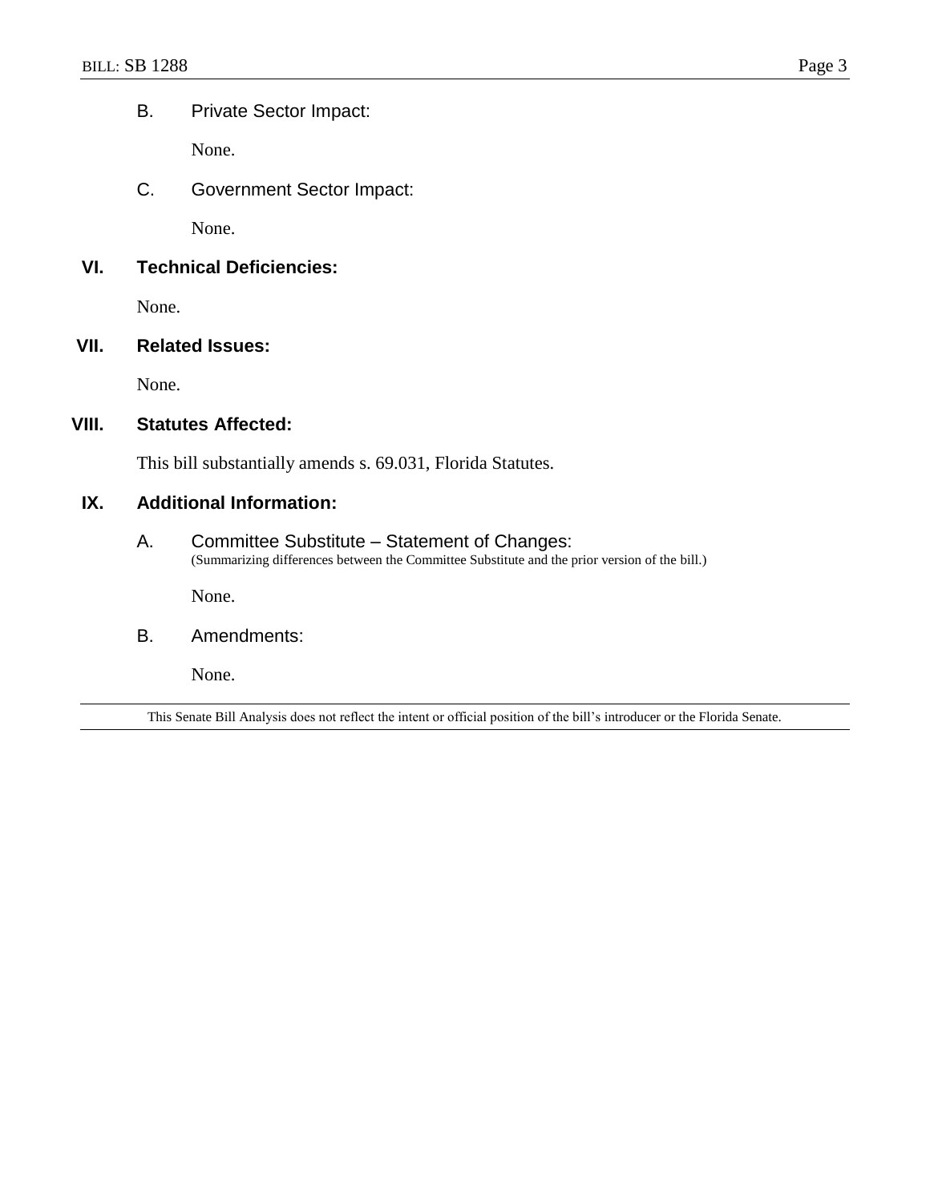B. Private Sector Impact:

None.

C. Government Sector Impact:

None.

## VI. Technical Deficiencies:

None.

## VII. Related Issues:

None.

## VIII. Statutes Affected:

This bill substantially amends s. 69.031, Florida Statutes.

## IX. Additional Information:

A. Committee Substitute – Statement of Changes:
(Summarizing differences between the Committee Substitute and the prior version of the bill.)

None.

B. Amendments:

None.

This Senate Bill Analysis does not reflect the intent or official position of the bill's introducer or the Florida Senate.